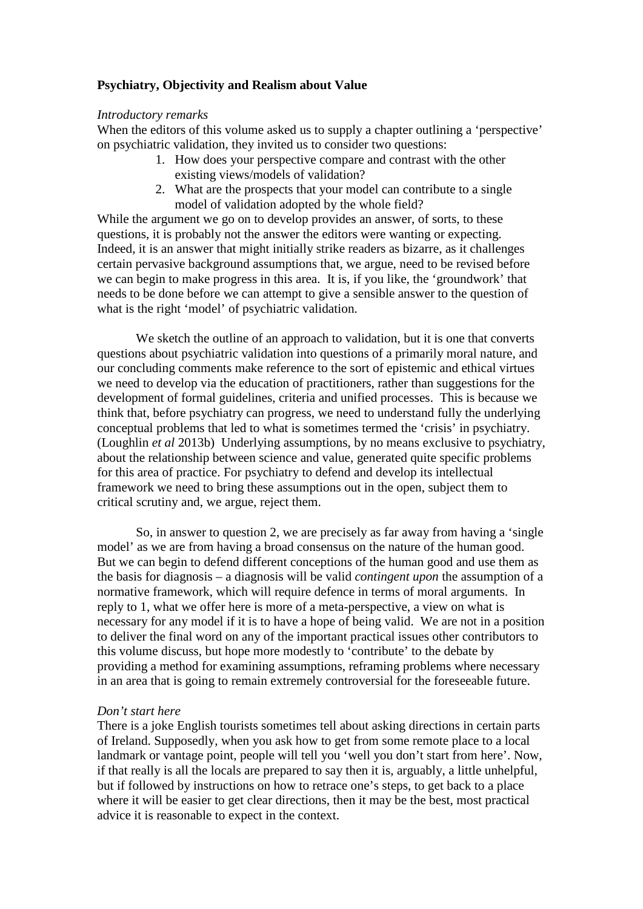**Psychiatry, Objectivity and Realism about Value**

*Introductory remarks*

When the editors of this volume asked us to supply a chapter outlining a 'perspective' on psychiatric validation, they invited us to consider two questions:

1. How does your perspective compare and contrast with the other existing views/models of validation?
2. What are the prospects that your model can contribute to a single model of validation adopted by the whole field?

While the argument we go on to develop provides an answer, of sorts, to these questions, it is probably not the answer the editors were wanting or expecting. Indeed, it is an answer that might initially strike readers as bizarre, as it challenges certain pervasive background assumptions that, we argue, need to be revised before we can begin to make progress in this area. It is, if you like, the 'groundwork' that needs to be done before we can attempt to give a sensible answer to the question of what is the right 'model' of psychiatric validation.

We sketch the outline of an approach to validation, but it is one that converts questions about psychiatric validation into questions of a primarily moral nature, and our concluding comments make reference to the sort of epistemic and ethical virtues we need to develop via the education of practitioners, rather than suggestions for the development of formal guidelines, criteria and unified processes. This is because we think that, before psychiatry can progress, we need to understand fully the underlying conceptual problems that led to what is sometimes termed the 'crisis' in psychiatry. (Loughlin *et al* 2013b) Underlying assumptions, by no means exclusive to psychiatry, about the relationship between science and value, generated quite specific problems for this area of practice. For psychiatry to defend and develop its intellectual framework we need to bring these assumptions out in the open, subject them to critical scrutiny and, we argue, reject them.

So, in answer to question 2, we are precisely as far away from having a 'single model' as we are from having a broad consensus on the nature of the human good. But we can begin to defend different conceptions of the human good and use them as the basis for diagnosis – a diagnosis will be valid *contingent upon* the assumption of a normative framework, which will require defence in terms of moral arguments. In reply to 1, what we offer here is more of a meta-perspective, a view on what is necessary for any model if it is to have a hope of being valid. We are not in a position to deliver the final word on any of the important practical issues other contributors to this volume discuss, but hope more modestly to 'contribute' to the debate by providing a method for examining assumptions, reframing problems where necessary in an area that is going to remain extremely controversial for the foreseeable future.

*Don't start here*

There is a joke English tourists sometimes tell about asking directions in certain parts of Ireland. Supposedly, when you ask how to get from some remote place to a local landmark or vantage point, people will tell you 'well you don't start from here'. Now, if that really is all the locals are prepared to say then it is, arguably, a little unhelpful, but if followed by instructions on how to retrace one's steps, to get back to a place where it will be easier to get clear directions, then it may be the best, most practical advice it is reasonable to expect in the context.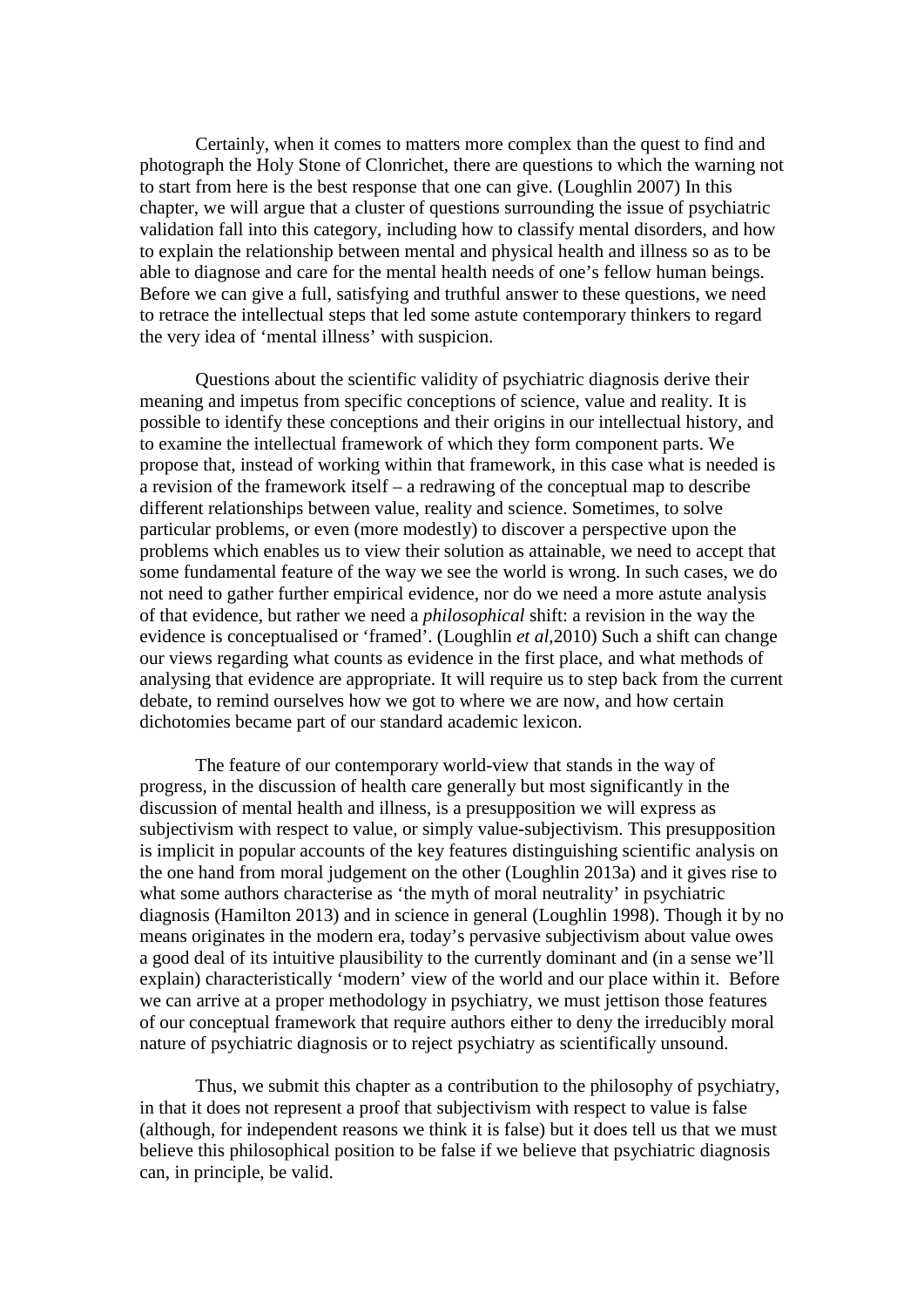Certainly, when it comes to matters more complex than the quest to find and photograph the Holy Stone of Clonrichet, there are questions to which the warning not to start from here is the best response that one can give. (Loughlin 2007) In this chapter, we will argue that a cluster of questions surrounding the issue of psychiatric validation fall into this category, including how to classify mental disorders, and how to explain the relationship between mental and physical health and illness so as to be able to diagnose and care for the mental health needs of one's fellow human beings. Before we can give a full, satisfying and truthful answer to these questions, we need to retrace the intellectual steps that led some astute contemporary thinkers to regard the very idea of 'mental illness' with suspicion.

Questions about the scientific validity of psychiatric diagnosis derive their meaning and impetus from specific conceptions of science, value and reality. It is possible to identify these conceptions and their origins in our intellectual history, and to examine the intellectual framework of which they form component parts. We propose that, instead of working within that framework, in this case what is needed is a revision of the framework itself – a redrawing of the conceptual map to describe different relationships between value, reality and science. Sometimes, to solve particular problems, or even (more modestly) to discover a perspective upon the problems which enables us to view their solution as attainable, we need to accept that some fundamental feature of the way we see the world is wrong. In such cases, we do not need to gather further empirical evidence, nor do we need a more astute analysis of that evidence, but rather we need a *philosophical* shift: a revision in the way the evidence is conceptualised or 'framed'. (Loughlin *et al*,2010) Such a shift can change our views regarding what counts as evidence in the first place, and what methods of analysing that evidence are appropriate. It will require us to step back from the current debate, to remind ourselves how we got to where we are now, and how certain dichotomies became part of our standard academic lexicon.

The feature of our contemporary world-view that stands in the way of progress, in the discussion of health care generally but most significantly in the discussion of mental health and illness, is a presupposition we will express as subjectivism with respect to value, or simply value-subjectivism. This presupposition is implicit in popular accounts of the key features distinguishing scientific analysis on the one hand from moral judgement on the other (Loughlin 2013a) and it gives rise to what some authors characterise as 'the myth of moral neutrality' in psychiatric diagnosis (Hamilton 2013) and in science in general (Loughlin 1998). Though it by no means originates in the modern era, today's pervasive subjectivism about value owes a good deal of its intuitive plausibility to the currently dominant and (in a sense we'll explain) characteristically 'modern' view of the world and our place within it. Before we can arrive at a proper methodology in psychiatry, we must jettison those features of our conceptual framework that require authors either to deny the irreducibly moral nature of psychiatric diagnosis or to reject psychiatry as scientifically unsound.

Thus, we submit this chapter as a contribution to the philosophy of psychiatry, in that it does not represent a proof that subjectivism with respect to value is false (although, for independent reasons we think it is false) but it does tell us that we must believe this philosophical position to be false if we believe that psychiatric diagnosis can, in principle, be valid.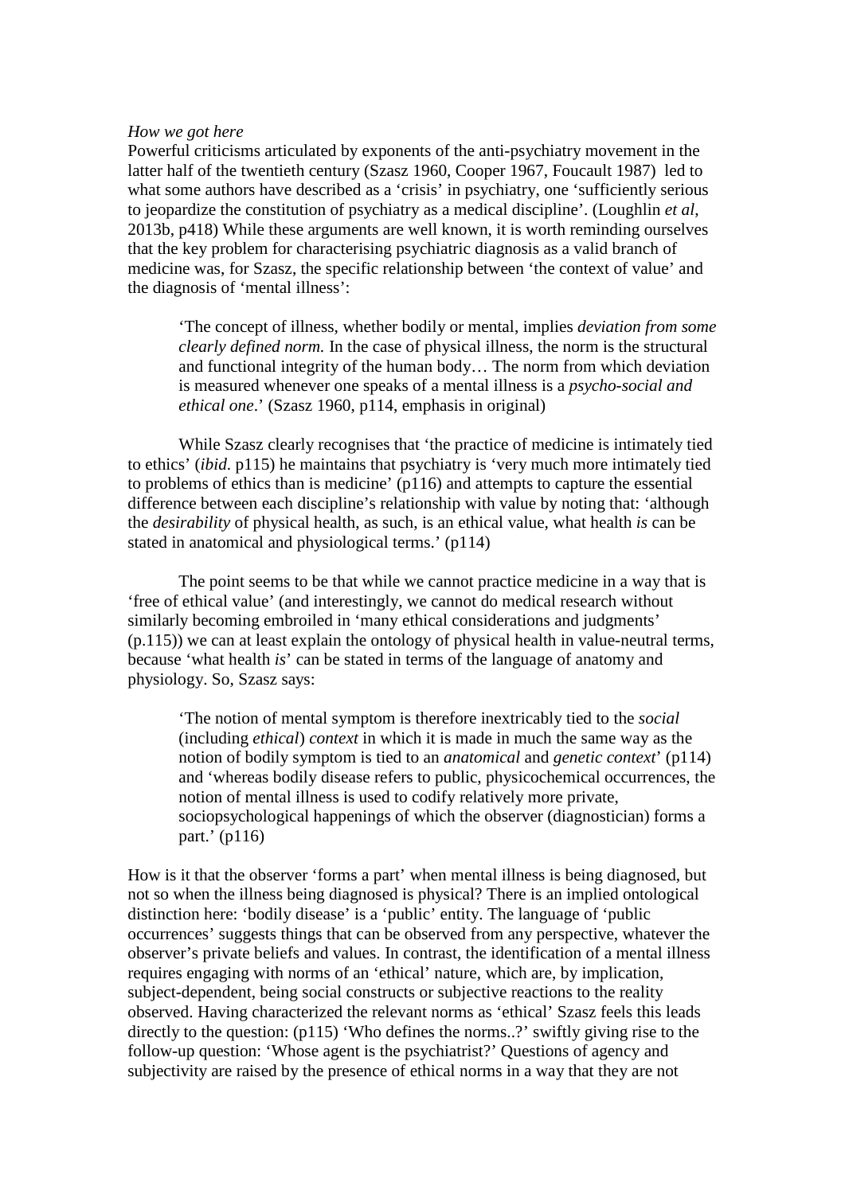*How we got here*

Powerful criticisms articulated by exponents of the anti-psychiatry movement in the latter half of the twentieth century (Szasz 1960, Cooper 1967, Foucault 1987) led to what some authors have described as a 'crisis' in psychiatry, one 'sufficiently serious to jeopardize the constitution of psychiatry as a medical discipline'. (Loughlin *et al*, 2013b, p418) While these arguments are well known, it is worth reminding ourselves that the key problem for characterising psychiatric diagnosis as a valid branch of medicine was, for Szasz, the specific relationship between 'the context of value' and the diagnosis of 'mental illness':

> 'The concept of illness, whether bodily or mental, implies *deviation from some clearly defined norm.* In the case of physical illness, the norm is the structural and functional integrity of the human body… The norm from which deviation is measured whenever one speaks of a mental illness is a *psycho-social and ethical one*.' (Szasz 1960, p114, emphasis in original)

While Szasz clearly recognises that 'the practice of medicine is intimately tied to ethics' (*ibid*. p115) he maintains that psychiatry is 'very much more intimately tied to problems of ethics than is medicine' (p116) and attempts to capture the essential difference between each discipline's relationship with value by noting that: 'although the *desirability* of physical health, as such, is an ethical value, what health *is* can be stated in anatomical and physiological terms.' (p114)

The point seems to be that while we cannot practice medicine in a way that is 'free of ethical value' (and interestingly, we cannot do medical research without similarly becoming embroiled in 'many ethical considerations and judgments' (p.115)) we can at least explain the ontology of physical health in value-neutral terms, because 'what health *is*' can be stated in terms of the language of anatomy and physiology. So, Szasz says:

> 'The notion of mental symptom is therefore inextricably tied to the *social* (including *ethical*) *context* in which it is made in much the same way as the notion of bodily symptom is tied to an *anatomical* and *genetic context*' (p114) and 'whereas bodily disease refers to public, physicochemical occurrences, the notion of mental illness is used to codify relatively more private, sociopsychological happenings of which the observer (diagnostician) forms a part.' (p116)

How is it that the observer 'forms a part' when mental illness is being diagnosed, but not so when the illness being diagnosed is physical? There is an implied ontological distinction here: 'bodily disease' is a 'public' entity. The language of 'public occurrences' suggests things that can be observed from any perspective, whatever the observer's private beliefs and values. In contrast, the identification of a mental illness requires engaging with norms of an 'ethical' nature, which are, by implication, subject-dependent, being social constructs or subjective reactions to the reality observed. Having characterized the relevant norms as 'ethical' Szasz feels this leads directly to the question: (p115) 'Who defines the norms..?' swiftly giving rise to the follow-up question: 'Whose agent is the psychiatrist?' Questions of agency and subjectivity are raised by the presence of ethical norms in a way that they are not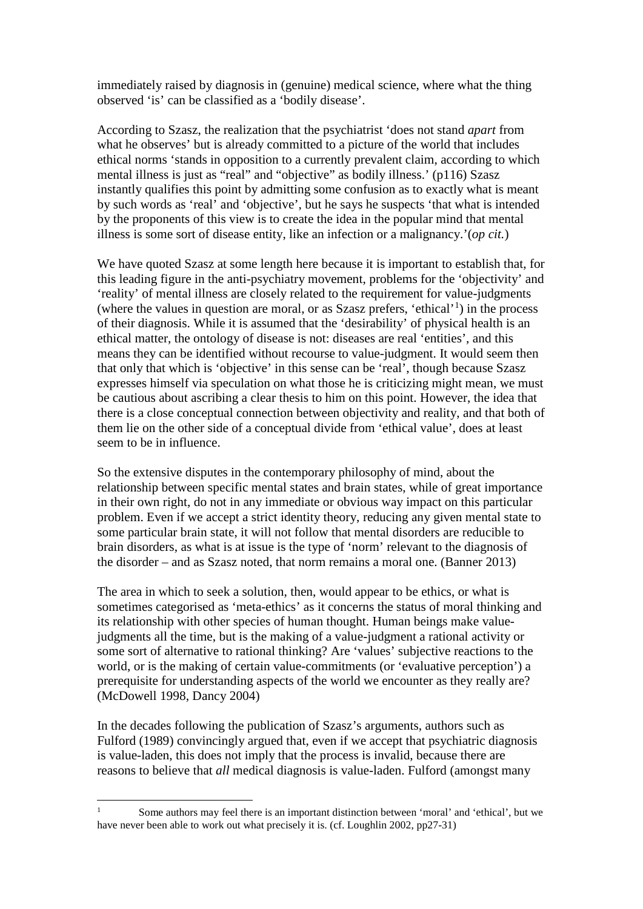immediately raised by diagnosis in (genuine) medical science, where what the thing observed 'is' can be classified as a 'bodily disease'.

According to Szasz, the realization that the psychiatrist 'does not stand *apart* from what he observes' but is already committed to a picture of the world that includes ethical norms 'stands in opposition to a currently prevalent claim, according to which mental illness is just as "real" and "objective" as bodily illness.' (p116) Szasz instantly qualifies this point by admitting some confusion as to exactly what is meant by such words as 'real' and 'objective', but he says he suspects 'that what is intended by the proponents of this view is to create the idea in the popular mind that mental illness is some sort of disease entity, like an infection or a malignancy.'(*op cit.*)

We have quoted Szasz at some length here because it is important to establish that, for this leading figure in the anti-psychiatry movement, problems for the 'objectivity' and 'reality' of mental illness are closely related to the requirement for value-judgments (where the values in question are moral, or as Szasz prefers, 'ethical'[1]) in the process of their diagnosis. While it is assumed that the 'desirability' of physical health is an ethical matter, the ontology of disease is not: diseases are real 'entities', and this means they can be identified without recourse to value-judgment. It would seem then that only that which is 'objective' in this sense can be 'real', though because Szasz expresses himself via speculation on what those he is criticizing might mean, we must be cautious about ascribing a clear thesis to him on this point. However, the idea that there is a close conceptual connection between objectivity and reality, and that both of them lie on the other side of a conceptual divide from 'ethical value', does at least seem to be in influence.

So the extensive disputes in the contemporary philosophy of mind, about the relationship between specific mental states and brain states, while of great importance in their own right, do not in any immediate or obvious way impact on this particular problem. Even if we accept a strict identity theory, reducing any given mental state to some particular brain state, it will not follow that mental disorders are reducible to brain disorders, as what is at issue is the type of 'norm' relevant to the diagnosis of the disorder – and as Szasz noted, that norm remains a moral one. (Banner 2013)

The area in which to seek a solution, then, would appear to be ethics, or what is sometimes categorised as 'meta-ethics' as it concerns the status of moral thinking and its relationship with other species of human thought. Human beings make value-judgments all the time, but is the making of a value-judgment a rational activity or some sort of alternative to rational thinking? Are 'values' subjective reactions to the world, or is the making of certain value-commitments (or 'evaluative perception') a prerequisite for understanding aspects of the world we encounter as they really are? (McDowell 1998, Dancy 2004)

In the decades following the publication of Szasz's arguments, authors such as Fulford (1989) convincingly argued that, even if we accept that psychiatric diagnosis is value-laden, this does not imply that the process is invalid, because there are reasons to believe that *all* medical diagnosis is value-laden. Fulford (amongst many

---

[1] Some authors may feel there is an important distinction between 'moral' and 'ethical', but we have never been able to work out what precisely it is. (cf. Loughlin 2002, pp27-31)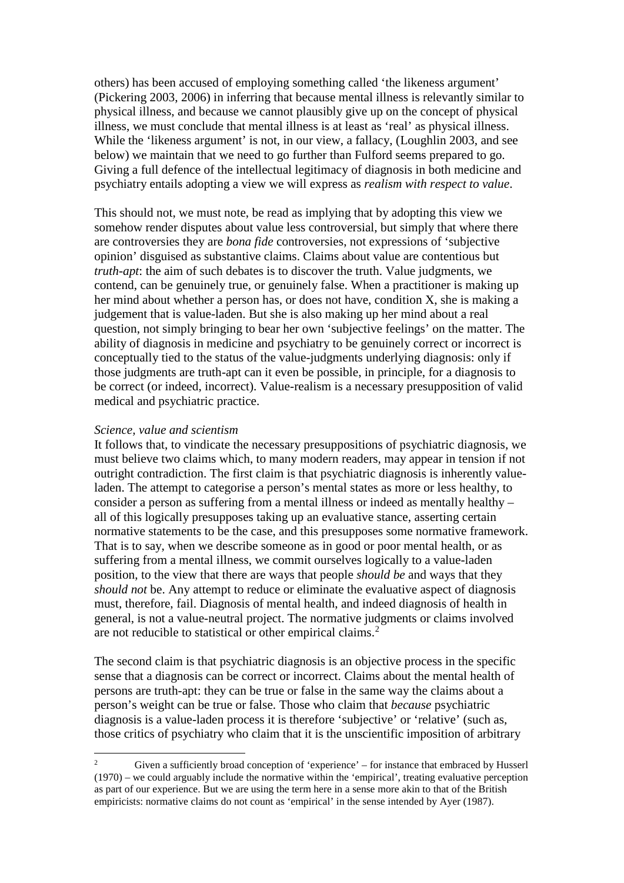others) has been accused of employing something called 'the likeness argument' (Pickering 2003, 2006) in inferring that because mental illness is relevantly similar to physical illness, and because we cannot plausibly give up on the concept of physical illness, we must conclude that mental illness is at least as 'real' as physical illness. While the 'likeness argument' is not, in our view, a fallacy, (Loughlin 2003, and see below) we maintain that we need to go further than Fulford seems prepared to go. Giving a full defence of the intellectual legitimacy of diagnosis in both medicine and psychiatry entails adopting a view we will express as *realism with respect to value*.

This should not, we must note, be read as implying that by adopting this view we somehow render disputes about value less controversial, but simply that where there are controversies they are *bona fide* controversies, not expressions of 'subjective opinion' disguised as substantive claims. Claims about value are contentious but *truth-apt*: the aim of such debates is to discover the truth. Value judgments, we contend, can be genuinely true, or genuinely false. When a practitioner is making up her mind about whether a person has, or does not have, condition X, she is making a judgement that is value-laden. But she is also making up her mind about a real question, not simply bringing to bear her own 'subjective feelings' on the matter. The ability of diagnosis in medicine and psychiatry to be genuinely correct or incorrect is conceptually tied to the status of the value-judgments underlying diagnosis: only if those judgments are truth-apt can it even be possible, in principle, for a diagnosis to be correct (or indeed, incorrect). Value-realism is a necessary presupposition of valid medical and psychiatric practice.

*Science, value and scientism*

It follows that, to vindicate the necessary presuppositions of psychiatric diagnosis, we must believe two claims which, to many modern readers, may appear in tension if not outright contradiction. The first claim is that psychiatric diagnosis is inherently value-laden. The attempt to categorise a person's mental states as more or less healthy, to consider a person as suffering from a mental illness or indeed as mentally healthy – all of this logically presupposes taking up an evaluative stance, asserting certain normative statements to be the case, and this presupposes some normative framework. That is to say, when we describe someone as in good or poor mental health, or as suffering from a mental illness, we commit ourselves logically to a value-laden position, to the view that there are ways that people *should be* and ways that they *should not* be. Any attempt to reduce or eliminate the evaluative aspect of diagnosis must, therefore, fail. Diagnosis of mental health, and indeed diagnosis of health in general, is not a value-neutral project. The normative judgments or claims involved are not reducible to statistical or other empirical claims.[2]

The second claim is that psychiatric diagnosis is an objective process in the specific sense that a diagnosis can be correct or incorrect. Claims about the mental health of persons are truth-apt: they can be true or false in the same way the claims about a person's weight can be true or false. Those who claim that *because* psychiatric diagnosis is a value-laden process it is therefore 'subjective' or 'relative' (such as, those critics of psychiatry who claim that it is the unscientific imposition of arbitrary

[2] Given a sufficiently broad conception of 'experience' – for instance that embraced by Husserl (1970) – we could arguably include the normative within the 'empirical', treating evaluative perception as part of our experience. But we are using the term here in a sense more akin to that of the British empiricists: normative claims do not count as 'empirical' in the sense intended by Ayer (1987).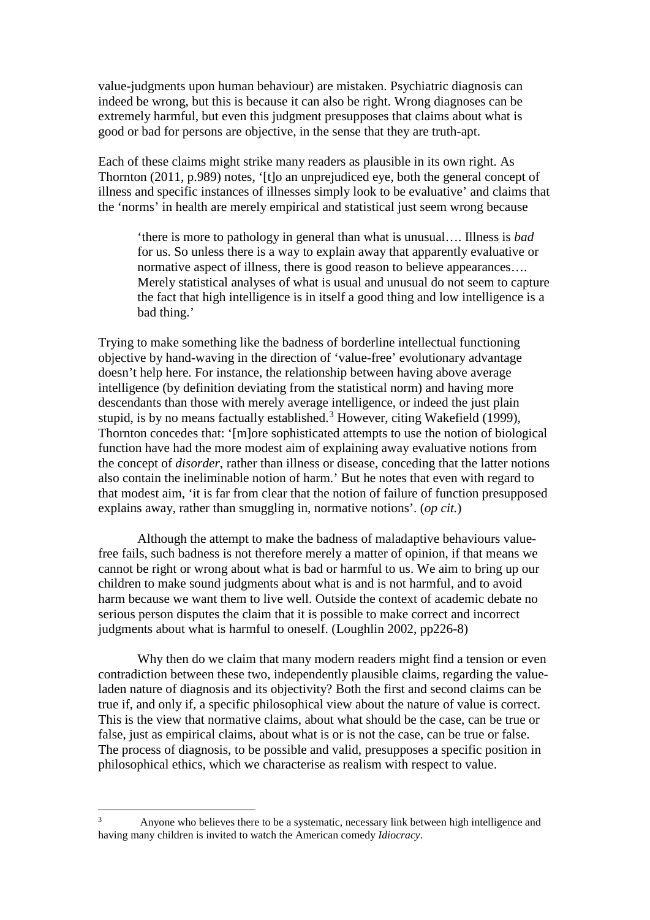value-judgments upon human behaviour) are mistaken. Psychiatric diagnosis can indeed be wrong, but this is because it can also be right. Wrong diagnoses can be extremely harmful, but even this judgment presupposes that claims about what is good or bad for persons are objective, in the sense that they are truth-apt.

Each of these claims might strike many readers as plausible in its own right. As Thornton (2011, p.989) notes, '[t]o an unprejudiced eye, both the general concept of illness and specific instances of illnesses simply look to be evaluative' and claims that the 'norms' in health are merely empirical and statistical just seem wrong because

> 'there is more to pathology in general than what is unusual…. Illness is *bad* for us. So unless there is a way to explain away that apparently evaluative or normative aspect of illness, there is good reason to believe appearances…. Merely statistical analyses of what is usual and unusual do not seem to capture the fact that high intelligence is in itself a good thing and low intelligence is a bad thing.'

Trying to make something like the badness of borderline intellectual functioning objective by hand-waving in the direction of 'value-free' evolutionary advantage doesn't help here. For instance, the relationship between having above average intelligence (by definition deviating from the statistical norm) and having more descendants than those with merely average intelligence, or indeed the just plain stupid, is by no means factually established.[3] However, citing Wakefield (1999), Thornton concedes that: '[m]ore sophisticated attempts to use the notion of biological function have had the more modest aim of explaining away evaluative notions from the concept of *disorder*, rather than illness or disease, conceding that the latter notions also contain the ineliminable notion of harm.' But he notes that even with regard to that modest aim, 'it is far from clear that the notion of failure of function presupposed explains away, rather than smuggling in, normative notions'. (*op cit.*)

Although the attempt to make the badness of maladaptive behaviours value-free fails, such badness is not therefore merely a matter of opinion, if that means we cannot be right or wrong about what is bad or harmful to us. We aim to bring up our children to make sound judgments about what is and is not harmful, and to avoid harm because we want them to live well. Outside the context of academic debate no serious person disputes the claim that it is possible to make correct and incorrect judgments about what is harmful to oneself. (Loughlin 2002, pp226-8)

Why then do we claim that many modern readers might find a tension or even contradiction between these two, independently plausible claims, regarding the value-laden nature of diagnosis and its objectivity? Both the first and second claims can be true if, and only if, a specific philosophical view about the nature of value is correct. This is the view that normative claims, about what should be the case, can be true or false, just as empirical claims, about what is or is not the case, can be true or false. The process of diagnosis, to be possible and valid, presupposes a specific position in philosophical ethics, which we characterise as realism with respect to value.

---

[3] Anyone who believes there to be a systematic, necessary link between high intelligence and having many children is invited to watch the American comedy *Idiocracy*.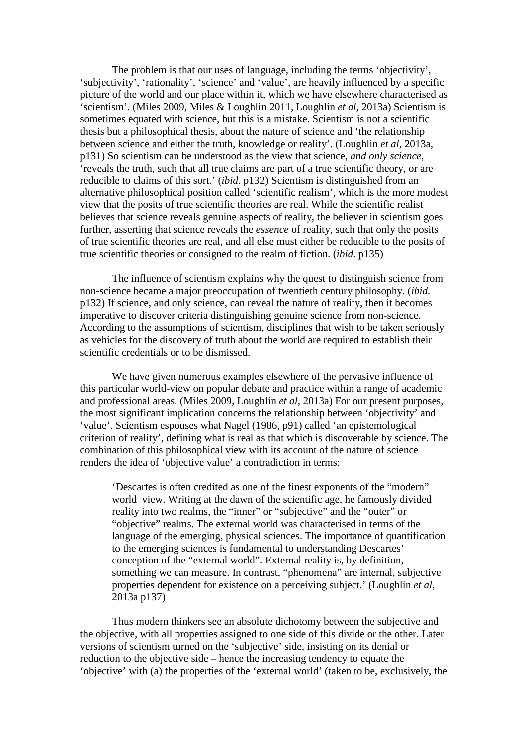The problem is that our uses of language, including the terms 'objectivity', 'subjectivity', 'rationality', 'science' and 'value', are heavily influenced by a specific picture of the world and our place within it, which we have elsewhere characterised as 'scientism'. (Miles 2009, Miles & Loughlin 2011, Loughlin *et al*, 2013a) Scientism is sometimes equated with science, but this is a mistake. Scientism is not a scientific thesis but a philosophical thesis, about the nature of science and 'the relationship between science and either the truth, knowledge or reality'. (Loughlin *et al*, 2013a, p131) So scientism can be understood as the view that science, *and only science*, 'reveals the truth, such that all true claims are part of a true scientific theory, or are reducible to claims of this sort.' (*ibid.* p132) Scientism is distinguished from an alternative philosophical position called 'scientific realism', which is the more modest view that the posits of true scientific theories are real. While the scientific realist believes that science reveals genuine aspects of reality, the believer in scientism goes further, asserting that science reveals the *essence* of reality, such that only the posits of true scientific theories are real, and all else must either be reducible to the posits of true scientific theories or consigned to the realm of fiction. (*ibid*. p135)

The influence of scientism explains why the quest to distinguish science from non-science became a major preoccupation of twentieth century philosophy. (*ibid.* p132) If science, and only science, can reveal the nature of reality, then it becomes imperative to discover criteria distinguishing genuine science from non-science. According to the assumptions of scientism, disciplines that wish to be taken seriously as vehicles for the discovery of truth about the world are required to establish their scientific credentials or to be dismissed.

We have given numerous examples elsewhere of the pervasive influence of this particular world-view on popular debate and practice within a range of academic and professional areas. (Miles 2009, Loughlin *et al*, 2013a) For our present purposes, the most significant implication concerns the relationship between 'objectivity' and 'value'. Scientism espouses what Nagel (1986, p91) called 'an epistemological criterion of reality', defining what is real as that which is discoverable by science. The combination of this philosophical view with its account of the nature of science renders the idea of 'objective value' a contradiction in terms:

> 'Descartes is often credited as one of the finest exponents of the "modern" world view. Writing at the dawn of the scientific age, he famously divided reality into two realms, the "inner" or "subjective" and the "outer" or "objective" realms. The external world was characterised in terms of the language of the emerging, physical sciences. The importance of quantification to the emerging sciences is fundamental to understanding Descartes' conception of the "external world". External reality is, by definition, something we can measure. In contrast, "phenomena" are internal, subjective properties dependent for existence on a perceiving subject.' (Loughlin *et al*, 2013a p137)

Thus modern thinkers see an absolute dichotomy between the subjective and the objective, with all properties assigned to one side of this divide or the other. Later versions of scientism turned on the 'subjective' side, insisting on its denial or reduction to the objective side – hence the increasing tendency to equate the 'objective' with (a) the properties of the 'external world' (taken to be, exclusively, the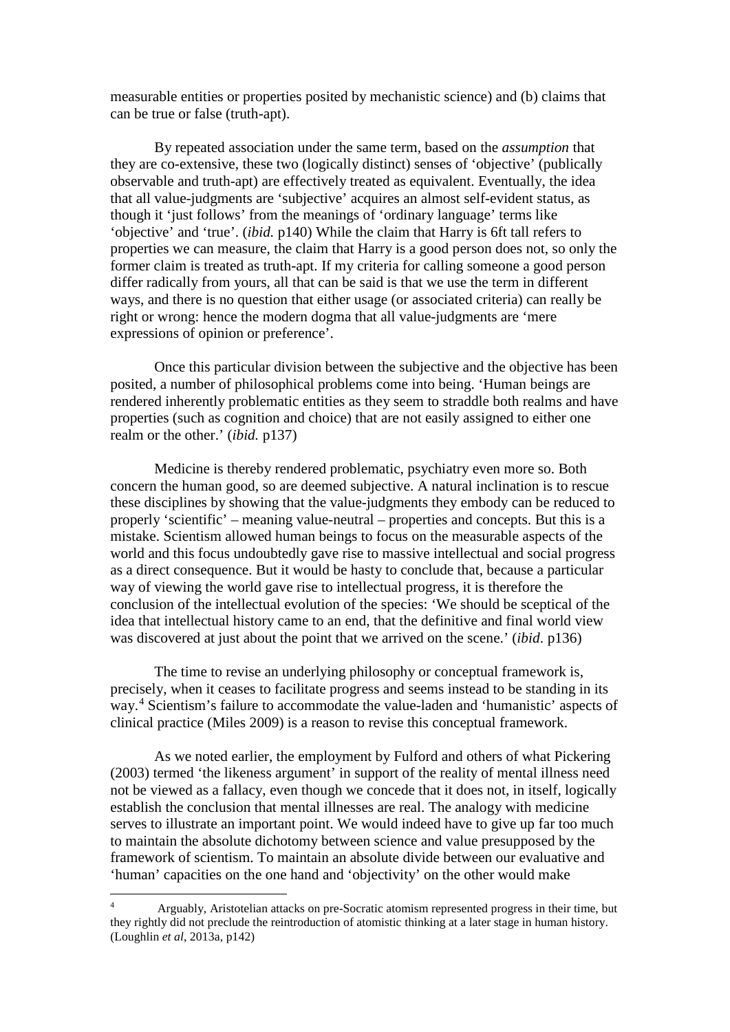measurable entities or properties posited by mechanistic science) and (b) claims that can be true or false (truth-apt).

By repeated association under the same term, based on the *assumption* that they are co-extensive, these two (logically distinct) senses of 'objective' (publically observable and truth-apt) are effectively treated as equivalent. Eventually, the idea that all value-judgments are 'subjective' acquires an almost self-evident status, as though it 'just follows' from the meanings of 'ordinary language' terms like 'objective' and 'true'. (*ibid.* p140) While the claim that Harry is 6ft tall refers to properties we can measure, the claim that Harry is a good person does not, so only the former claim is treated as truth-apt. If my criteria for calling someone a good person differ radically from yours, all that can be said is that we use the term in different ways, and there is no question that either usage (or associated criteria) can really be right or wrong: hence the modern dogma that all value-judgments are 'mere expressions of opinion or preference'.

Once this particular division between the subjective and the objective has been posited, a number of philosophical problems come into being. 'Human beings are rendered inherently problematic entities as they seem to straddle both realms and have properties (such as cognition and choice) that are not easily assigned to either one realm or the other.' (*ibid.* p137)

Medicine is thereby rendered problematic, psychiatry even more so. Both concern the human good, so are deemed subjective. A natural inclination is to rescue these disciplines by showing that the value-judgments they embody can be reduced to properly 'scientific' – meaning value-neutral – properties and concepts. But this is a mistake. Scientism allowed human beings to focus on the measurable aspects of the world and this focus undoubtedly gave rise to massive intellectual and social progress as a direct consequence. But it would be hasty to conclude that, because a particular way of viewing the world gave rise to intellectual progress, it is therefore the conclusion of the intellectual evolution of the species: 'We should be sceptical of the idea that intellectual history came to an end, that the definitive and final world view was discovered at just about the point that we arrived on the scene.' (*ibid*. p136)

The time to revise an underlying philosophy or conceptual framework is, precisely, when it ceases to facilitate progress and seems instead to be standing in its way.[4] Scientism's failure to accommodate the value-laden and 'humanistic' aspects of clinical practice (Miles 2009) is a reason to revise this conceptual framework.

As we noted earlier, the employment by Fulford and others of what Pickering (2003) termed 'the likeness argument' in support of the reality of mental illness need not be viewed as a fallacy, even though we concede that it does not, in itself, logically establish the conclusion that mental illnesses are real. The analogy with medicine serves to illustrate an important point. We would indeed have to give up far too much to maintain the absolute dichotomy between science and value presupposed by the framework of scientism. To maintain an absolute divide between our evaluative and 'human' capacities on the one hand and 'objectivity' on the other would make

[4] Arguably, Aristotelian attacks on pre-Socratic atomism represented progress in their time, but they rightly did not preclude the reintroduction of atomistic thinking at a later stage in human history. (Loughlin *et al*, 2013a, p142)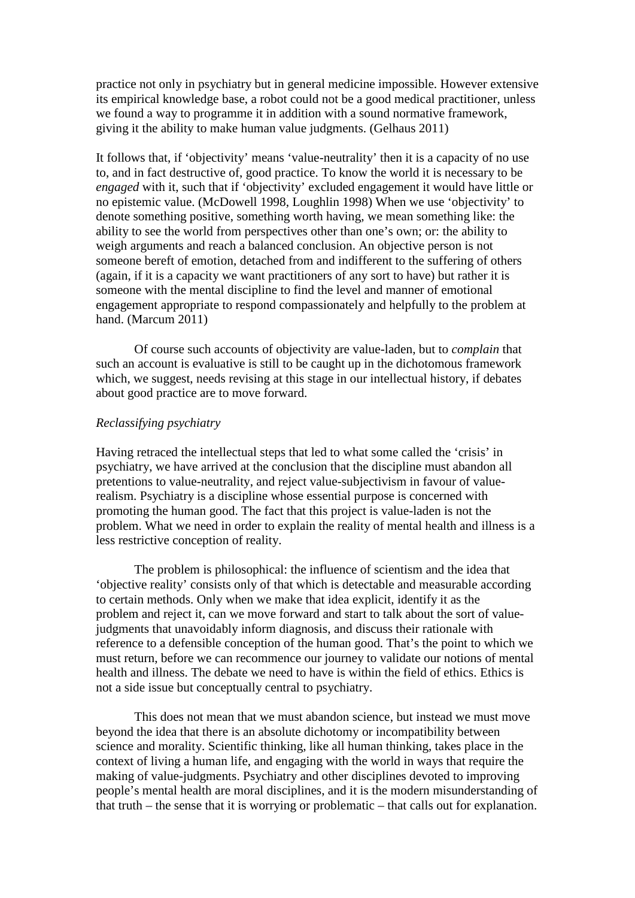practice not only in psychiatry but in general medicine impossible. However extensive its empirical knowledge base, a robot could not be a good medical practitioner, unless we found a way to programme it in addition with a sound normative framework, giving it the ability to make human value judgments. (Gelhaus 2011)

It follows that, if 'objectivity' means 'value-neutrality' then it is a capacity of no use to, and in fact destructive of, good practice. To know the world it is necessary to be *engaged* with it, such that if 'objectivity' excluded engagement it would have little or no epistemic value. (McDowell 1998, Loughlin 1998) When we use 'objectivity' to denote something positive, something worth having, we mean something like: the ability to see the world from perspectives other than one's own; or: the ability to weigh arguments and reach a balanced conclusion. An objective person is not someone bereft of emotion, detached from and indifferent to the suffering of others (again, if it is a capacity we want practitioners of any sort to have) but rather it is someone with the mental discipline to find the level and manner of emotional engagement appropriate to respond compassionately and helpfully to the problem at hand. (Marcum 2011)

Of course such accounts of objectivity are value-laden, but to *complain* that such an account is evaluative is still to be caught up in the dichotomous framework which, we suggest, needs revising at this stage in our intellectual history, if debates about good practice are to move forward.

*Reclassifying psychiatry*

Having retraced the intellectual steps that led to what some called the 'crisis' in psychiatry, we have arrived at the conclusion that the discipline must abandon all pretentions to value-neutrality, and reject value-subjectivism in favour of value-realism. Psychiatry is a discipline whose essential purpose is concerned with promoting the human good. The fact that this project is value-laden is not the problem. What we need in order to explain the reality of mental health and illness is a less restrictive conception of reality.

The problem is philosophical: the influence of scientism and the idea that 'objective reality' consists only of that which is detectable and measurable according to certain methods. Only when we make that idea explicit, identify it as the problem and reject it, can we move forward and start to talk about the sort of value-judgments that unavoidably inform diagnosis, and discuss their rationale with reference to a defensible conception of the human good. That's the point to which we must return, before we can recommence our journey to validate our notions of mental health and illness. The debate we need to have is within the field of ethics. Ethics is not a side issue but conceptually central to psychiatry.

This does not mean that we must abandon science, but instead we must move beyond the idea that there is an absolute dichotomy or incompatibility between science and morality. Scientific thinking, like all human thinking, takes place in the context of living a human life, and engaging with the world in ways that require the making of value-judgments. Psychiatry and other disciplines devoted to improving people's mental health are moral disciplines, and it is the modern misunderstanding of that truth – the sense that it is worrying or problematic – that calls out for explanation.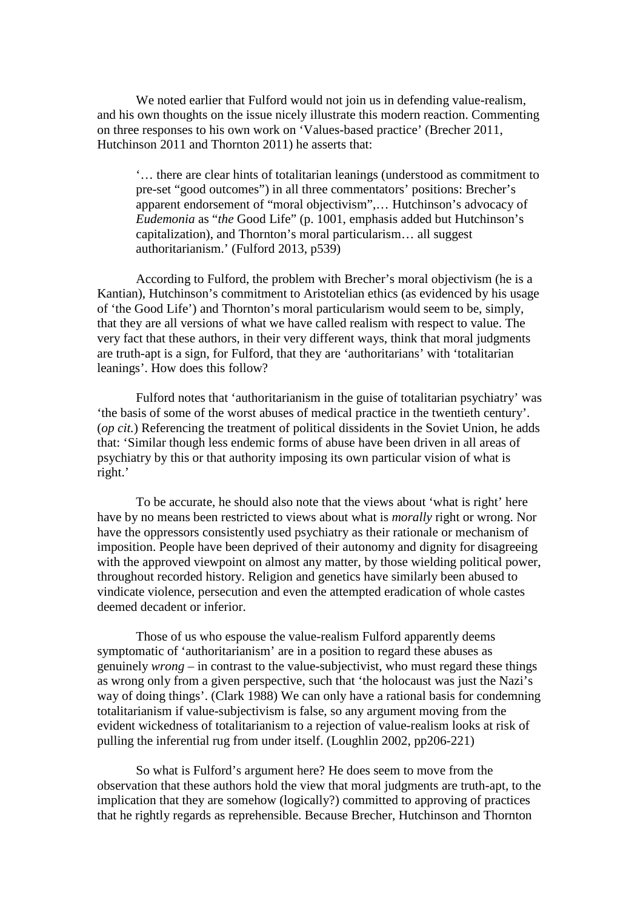We noted earlier that Fulford would not join us in defending value-realism, and his own thoughts on the issue nicely illustrate this modern reaction. Commenting on three responses to his own work on 'Values-based practice' (Brecher 2011, Hutchinson 2011 and Thornton 2011) he asserts that:

> '… there are clear hints of totalitarian leanings (understood as commitment to pre-set "good outcomes") in all three commentators' positions: Brecher's apparent endorsement of "moral objectivism",… Hutchinson's advocacy of *Eudemonia* as "*the* Good Life" (p. 1001, emphasis added but Hutchinson's capitalization), and Thornton's moral particularism… all suggest authoritarianism.' (Fulford 2013, p539)

According to Fulford, the problem with Brecher's moral objectivism (he is a Kantian), Hutchinson's commitment to Aristotelian ethics (as evidenced by his usage of 'the Good Life') and Thornton's moral particularism would seem to be, simply, that they are all versions of what we have called realism with respect to value. The very fact that these authors, in their very different ways, think that moral judgments are truth-apt is a sign, for Fulford, that they are 'authoritarians' with 'totalitarian leanings'. How does this follow?

Fulford notes that 'authoritarianism in the guise of totalitarian psychiatry' was 'the basis of some of the worst abuses of medical practice in the twentieth century'. (*op cit.*) Referencing the treatment of political dissidents in the Soviet Union, he adds that: 'Similar though less endemic forms of abuse have been driven in all areas of psychiatry by this or that authority imposing its own particular vision of what is right.'

To be accurate, he should also note that the views about 'what is right' here have by no means been restricted to views about what is *morally* right or wrong. Nor have the oppressors consistently used psychiatry as their rationale or mechanism of imposition. People have been deprived of their autonomy and dignity for disagreeing with the approved viewpoint on almost any matter, by those wielding political power, throughout recorded history. Religion and genetics have similarly been abused to vindicate violence, persecution and even the attempted eradication of whole castes deemed decadent or inferior.

Those of us who espouse the value-realism Fulford apparently deems symptomatic of 'authoritarianism' are in a position to regard these abuses as genuinely *wrong* – in contrast to the value-subjectivist, who must regard these things as wrong only from a given perspective, such that 'the holocaust was just the Nazi's way of doing things'. (Clark 1988) We can only have a rational basis for condemning totalitarianism if value-subjectivism is false, so any argument moving from the evident wickedness of totalitarianism to a rejection of value-realism looks at risk of pulling the inferential rug from under itself. (Loughlin 2002, pp206-221)

So what is Fulford's argument here? He does seem to move from the observation that these authors hold the view that moral judgments are truth-apt, to the implication that they are somehow (logically?) committed to approving of practices that he rightly regards as reprehensible. Because Brecher, Hutchinson and Thornton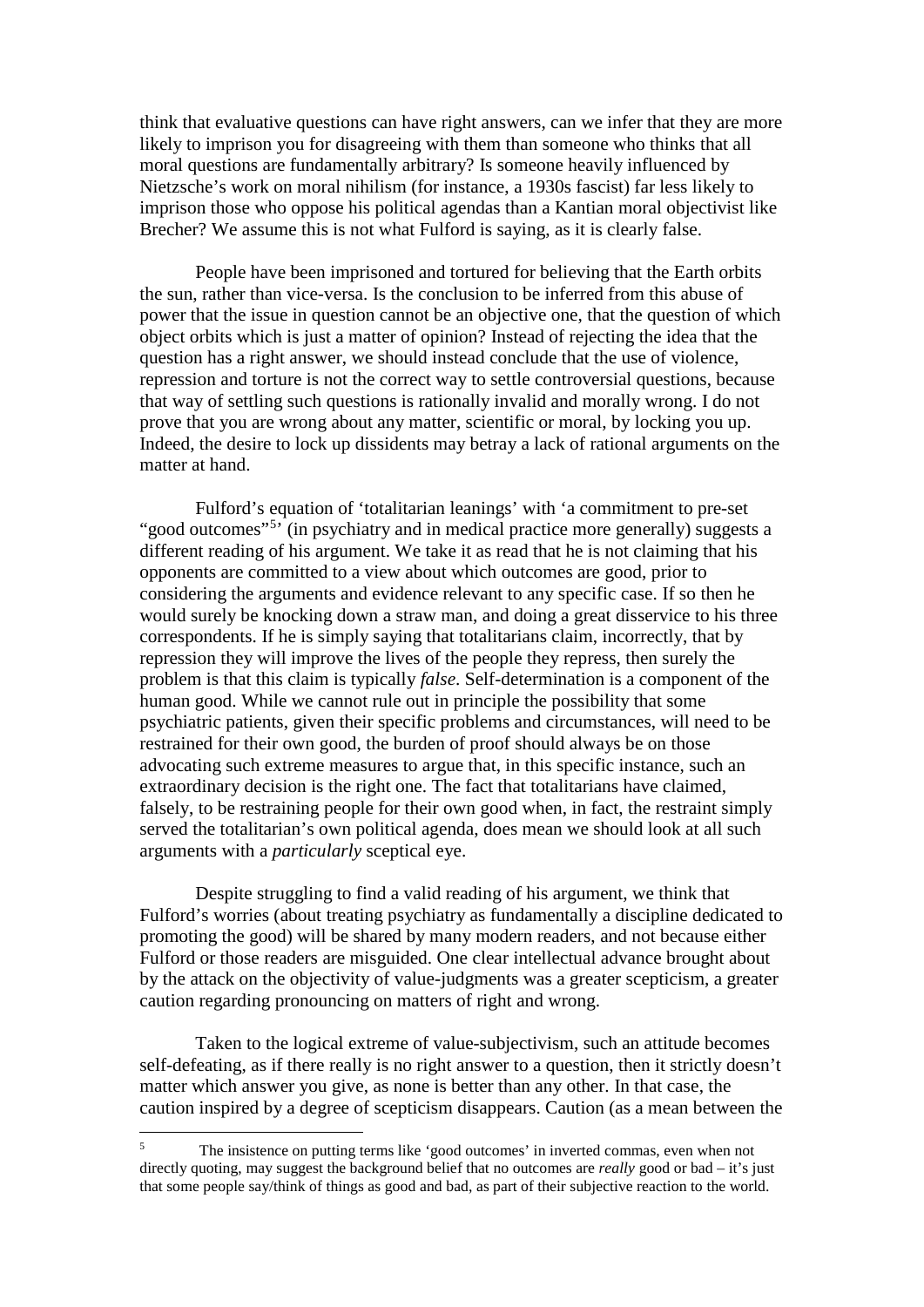think that evaluative questions can have right answers, can we infer that they are more likely to imprison you for disagreeing with them than someone who thinks that all moral questions are fundamentally arbitrary? Is someone heavily influenced by Nietzsche's work on moral nihilism (for instance, a 1930s fascist) far less likely to imprison those who oppose his political agendas than a Kantian moral objectivist like Brecher? We assume this is not what Fulford is saying, as it is clearly false.

People have been imprisoned and tortured for believing that the Earth orbits the sun, rather than vice-versa. Is the conclusion to be inferred from this abuse of power that the issue in question cannot be an objective one, that the question of which object orbits which is just a matter of opinion? Instead of rejecting the idea that the question has a right answer, we should instead conclude that the use of violence, repression and torture is not the correct way to settle controversial questions, because that way of settling such questions is rationally invalid and morally wrong. I do not prove that you are wrong about any matter, scientific or moral, by locking you up. Indeed, the desire to lock up dissidents may betray a lack of rational arguments on the matter at hand.

Fulford's equation of 'totalitarian leanings' with 'a commitment to pre-set "good outcomes"[5]' (in psychiatry and in medical practice more generally) suggests a different reading of his argument. We take it as read that he is not claiming that his opponents are committed to a view about which outcomes are good, prior to considering the arguments and evidence relevant to any specific case. If so then he would surely be knocking down a straw man, and doing a great disservice to his three correspondents. If he is simply saying that totalitarians claim, incorrectly, that by repression they will improve the lives of the people they repress, then surely the problem is that this claim is typically *false*. Self-determination is a component of the human good. While we cannot rule out in principle the possibility that some psychiatric patients, given their specific problems and circumstances, will need to be restrained for their own good, the burden of proof should always be on those advocating such extreme measures to argue that, in this specific instance, such an extraordinary decision is the right one. The fact that totalitarians have claimed, falsely, to be restraining people for their own good when, in fact, the restraint simply served the totalitarian's own political agenda, does mean we should look at all such arguments with a *particularly* sceptical eye.

Despite struggling to find a valid reading of his argument, we think that Fulford's worries (about treating psychiatry as fundamentally a discipline dedicated to promoting the good) will be shared by many modern readers, and not because either Fulford or those readers are misguided. One clear intellectual advance brought about by the attack on the objectivity of value-judgments was a greater scepticism, a greater caution regarding pronouncing on matters of right and wrong.

Taken to the logical extreme of value-subjectivism, such an attitude becomes self-defeating, as if there really is no right answer to a question, then it strictly doesn't matter which answer you give, as none is better than any other. In that case, the caution inspired by a degree of scepticism disappears. Caution (as a mean between the

---

[5] The insistence on putting terms like 'good outcomes' in inverted commas, even when not directly quoting, may suggest the background belief that no outcomes are *really* good or bad – it's just that some people say/think of things as good and bad, as part of their subjective reaction to the world.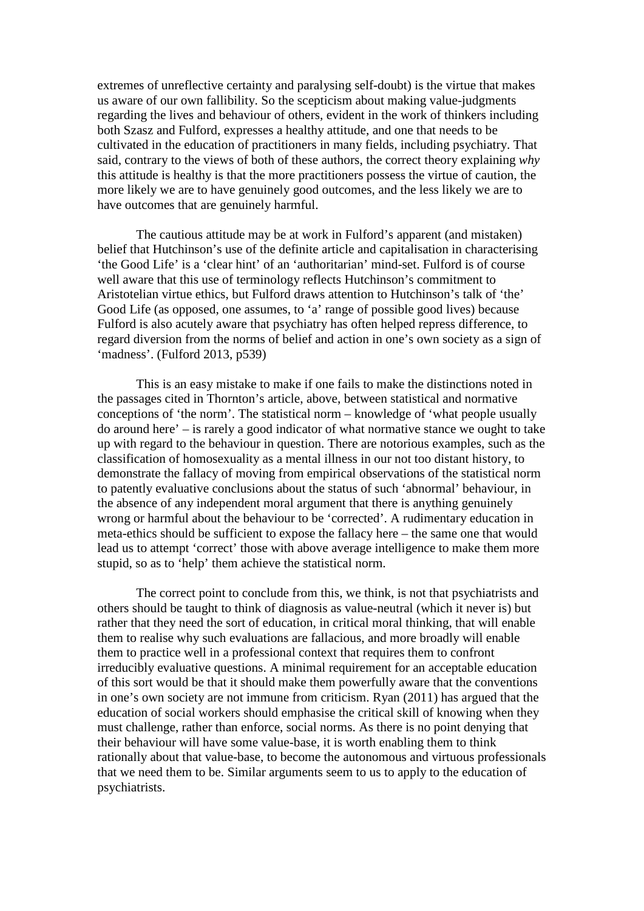extremes of unreflective certainty and paralysing self-doubt) is the virtue that makes us aware of our own fallibility. So the scepticism about making value-judgments regarding the lives and behaviour of others, evident in the work of thinkers including both Szasz and Fulford, expresses a healthy attitude, and one that needs to be cultivated in the education of practitioners in many fields, including psychiatry. That said, contrary to the views of both of these authors, the correct theory explaining *why* this attitude is healthy is that the more practitioners possess the virtue of caution, the more likely we are to have genuinely good outcomes, and the less likely we are to have outcomes that are genuinely harmful.

The cautious attitude may be at work in Fulford's apparent (and mistaken) belief that Hutchinson's use of the definite article and capitalisation in characterising 'the Good Life' is a 'clear hint' of an 'authoritarian' mind-set. Fulford is of course well aware that this use of terminology reflects Hutchinson's commitment to Aristotelian virtue ethics, but Fulford draws attention to Hutchinson's talk of 'the' Good Life (as opposed, one assumes, to 'a' range of possible good lives) because Fulford is also acutely aware that psychiatry has often helped repress difference, to regard diversion from the norms of belief and action in one's own society as a sign of 'madness'. (Fulford 2013, p539)

This is an easy mistake to make if one fails to make the distinctions noted in the passages cited in Thornton's article, above, between statistical and normative conceptions of 'the norm'. The statistical norm – knowledge of 'what people usually do around here' – is rarely a good indicator of what normative stance we ought to take up with regard to the behaviour in question. There are notorious examples, such as the classification of homosexuality as a mental illness in our not too distant history, to demonstrate the fallacy of moving from empirical observations of the statistical norm to patently evaluative conclusions about the status of such 'abnormal' behaviour, in the absence of any independent moral argument that there is anything genuinely wrong or harmful about the behaviour to be 'corrected'. A rudimentary education in meta-ethics should be sufficient to expose the fallacy here – the same one that would lead us to attempt 'correct' those with above average intelligence to make them more stupid, so as to 'help' them achieve the statistical norm.

The correct point to conclude from this, we think, is not that psychiatrists and others should be taught to think of diagnosis as value-neutral (which it never is) but rather that they need the sort of education, in critical moral thinking, that will enable them to realise why such evaluations are fallacious, and more broadly will enable them to practice well in a professional context that requires them to confront irreducibly evaluative questions. A minimal requirement for an acceptable education of this sort would be that it should make them powerfully aware that the conventions in one's own society are not immune from criticism. Ryan (2011) has argued that the education of social workers should emphasise the critical skill of knowing when they must challenge, rather than enforce, social norms. As there is no point denying that their behaviour will have some value-base, it is worth enabling them to think rationally about that value-base, to become the autonomous and virtuous professionals that we need them to be. Similar arguments seem to us to apply to the education of psychiatrists.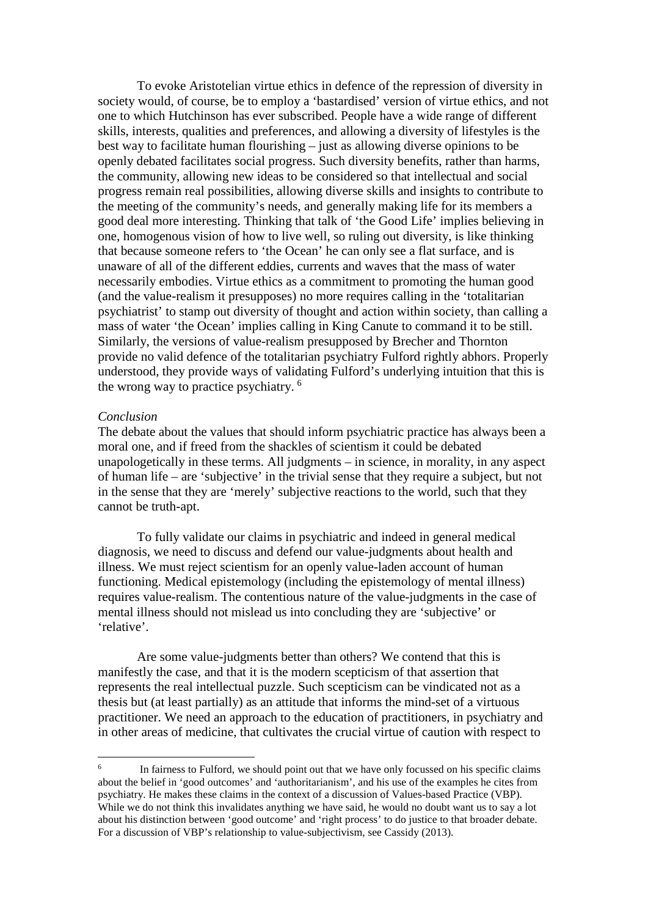To evoke Aristotelian virtue ethics in defence of the repression of diversity in society would, of course, be to employ a 'bastardised' version of virtue ethics, and not one to which Hutchinson has ever subscribed. People have a wide range of different skills, interests, qualities and preferences, and allowing a diversity of lifestyles is the best way to facilitate human flourishing – just as allowing diverse opinions to be openly debated facilitates social progress. Such diversity benefits, rather than harms, the community, allowing new ideas to be considered so that intellectual and social progress remain real possibilities, allowing diverse skills and insights to contribute to the meeting of the community's needs, and generally making life for its members a good deal more interesting. Thinking that talk of 'the Good Life' implies believing in one, homogenous vision of how to live well, so ruling out diversity, is like thinking that because someone refers to 'the Ocean' he can only see a flat surface, and is unaware of all of the different eddies, currents and waves that the mass of water necessarily embodies. Virtue ethics as a commitment to promoting the human good (and the value-realism it presupposes) no more requires calling in the 'totalitarian psychiatrist' to stamp out diversity of thought and action within society, than calling a mass of water 'the Ocean' implies calling in King Canute to command it to be still. Similarly, the versions of value-realism presupposed by Brecher and Thornton provide no valid defence of the totalitarian psychiatry Fulford rightly abhors. Properly understood, they provide ways of validating Fulford's underlying intuition that this is the wrong way to practice psychiatry. [6]

*Conclusion*

The debate about the values that should inform psychiatric practice has always been a moral one, and if freed from the shackles of scientism it could be debated unapologetically in these terms. All judgments – in science, in morality, in any aspect of human life – are 'subjective' in the trivial sense that they require a subject, but not in the sense that they are 'merely' subjective reactions to the world, such that they cannot be truth-apt.

To fully validate our claims in psychiatric and indeed in general medical diagnosis, we need to discuss and defend our value-judgments about health and illness. We must reject scientism for an openly value-laden account of human functioning. Medical epistemology (including the epistemology of mental illness) requires value-realism. The contentious nature of the value-judgments in the case of mental illness should not mislead us into concluding they are 'subjective' or 'relative'.

Are some value-judgments better than others? We contend that this is manifestly the case, and that it is the modern scepticism of that assertion that represents the real intellectual puzzle. Such scepticism can be vindicated not as a thesis but (at least partially) as an attitude that informs the mind-set of a virtuous practitioner. We need an approach to the education of practitioners, in psychiatry and in other areas of medicine, that cultivates the crucial virtue of caution with respect to

[6] In fairness to Fulford, we should point out that we have only focussed on his specific claims about the belief in 'good outcomes' and 'authoritarianism', and his use of the examples he cites from psychiatry. He makes these claims in the context of a discussion of Values-based Practice (VBP). While we do not think this invalidates anything we have said, he would no doubt want us to say a lot about his distinction between 'good outcome' and 'right process' to do justice to that broader debate. For a discussion of VBP's relationship to value-subjectivism, see Cassidy (2013).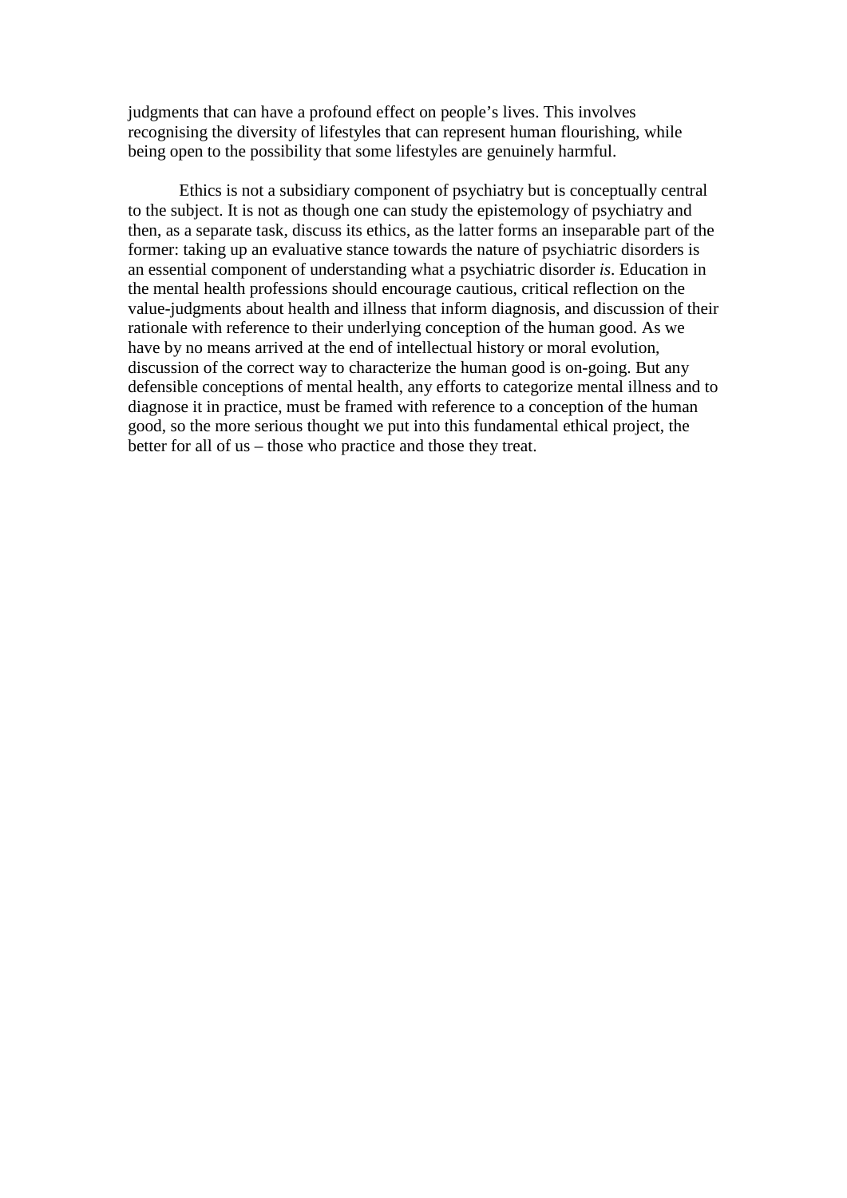judgments that can have a profound effect on people's lives. This involves recognising the diversity of lifestyles that can represent human flourishing, while being open to the possibility that some lifestyles are genuinely harmful.

Ethics is not a subsidiary component of psychiatry but is conceptually central to the subject. It is not as though one can study the epistemology of psychiatry and then, as a separate task, discuss its ethics, as the latter forms an inseparable part of the former: taking up an evaluative stance towards the nature of psychiatric disorders is an essential component of understanding what a psychiatric disorder *is*. Education in the mental health professions should encourage cautious, critical reflection on the value-judgments about health and illness that inform diagnosis, and discussion of their rationale with reference to their underlying conception of the human good. As we have by no means arrived at the end of intellectual history or moral evolution, discussion of the correct way to characterize the human good is on-going. But any defensible conceptions of mental health, any efforts to categorize mental illness and to diagnose it in practice, must be framed with reference to a conception of the human good, so the more serious thought we put into this fundamental ethical project, the better for all of us – those who practice and those they treat.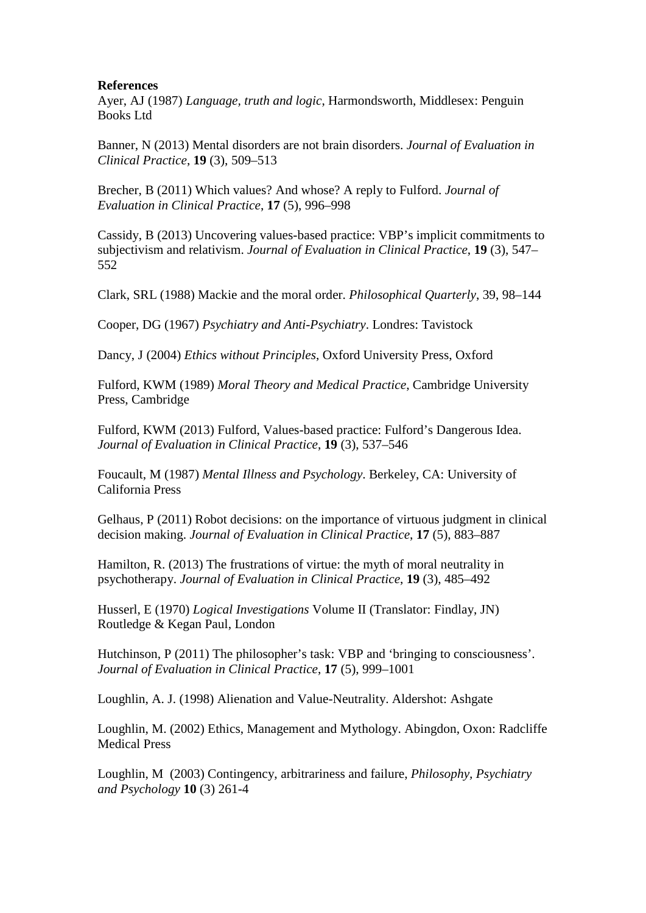**References**

Ayer, AJ (1987) *Language, truth and logic*, Harmondsworth, Middlesex: Penguin Books Ltd

Banner, N (2013) Mental disorders are not brain disorders. *Journal of Evaluation in Clinical Practice*, **19** (3), 509–513

Brecher, B (2011) Which values? And whose? A reply to Fulford. *Journal of Evaluation in Clinical Practice*, **17** (5), 996–998

Cassidy, B (2013) Uncovering values-based practice: VBP's implicit commitments to subjectivism and relativism. *Journal of Evaluation in Clinical Practice*, **19** (3), 547–552

Clark, SRL (1988) Mackie and the moral order. *Philosophical Quarterly*, 39, 98–144

Cooper, DG (1967) *Psychiatry and Anti-Psychiatry*. Londres: Tavistock

Dancy, J (2004) *Ethics without Principles*, Oxford University Press, Oxford

Fulford, KWM (1989) *Moral Theory and Medical Practice*, Cambridge University Press, Cambridge

Fulford, KWM (2013) Fulford, Values-based practice: Fulford's Dangerous Idea. *Journal of Evaluation in Clinical Practice*, **19** (3), 537–546

Foucault, M (1987) *Mental Illness and Psychology*. Berkeley, CA: University of California Press

Gelhaus, P (2011) Robot decisions: on the importance of virtuous judgment in clinical decision making. *Journal of Evaluation in Clinical Practice*, **17** (5), 883–887

Hamilton, R. (2013) The frustrations of virtue: the myth of moral neutrality in psychotherapy. *Journal of Evaluation in Clinical Practice*, **19** (3), 485–492

Husserl, E (1970) *Logical Investigations* Volume II (Translator: Findlay, JN) Routledge & Kegan Paul, London

Hutchinson, P (2011) The philosopher's task: VBP and 'bringing to consciousness'. *Journal of Evaluation in Clinical Practice*, **17** (5), 999–1001

Loughlin, A. J. (1998) Alienation and Value-Neutrality. Aldershot: Ashgate

Loughlin, M. (2002) Ethics, Management and Mythology. Abingdon, Oxon: Radcliffe Medical Press

Loughlin, M (2003) Contingency, arbitrariness and failure, *Philosophy, Psychiatry and Psychology* **10** (3) 261-4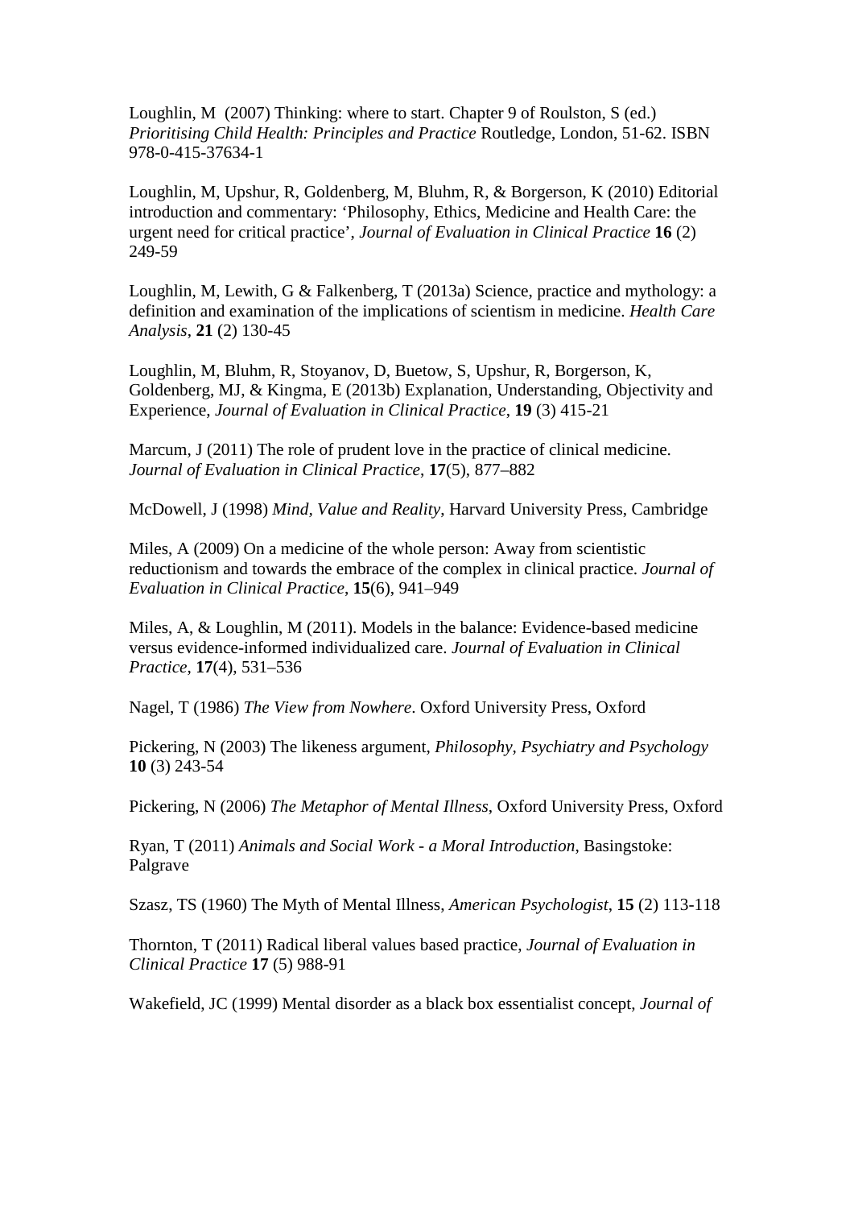Loughlin, M (2007) Thinking: where to start. Chapter 9 of Roulston, S (ed.) *Prioritising Child Health: Principles and Practice* Routledge, London, 51-62. ISBN 978-0-415-37634-1

Loughlin, M, Upshur, R, Goldenberg, M, Bluhm, R, & Borgerson, K (2010) Editorial introduction and commentary: 'Philosophy, Ethics, Medicine and Health Care: the urgent need for critical practice', *Journal of Evaluation in Clinical Practice* **16** (2) 249-59

Loughlin, M, Lewith, G & Falkenberg, T (2013a) Science, practice and mythology: a definition and examination of the implications of scientism in medicine. *Health Care Analysis*, **21** (2) 130-45

Loughlin, M, Bluhm, R, Stoyanov, D, Buetow, S, Upshur, R, Borgerson, K, Goldenberg, MJ, & Kingma, E (2013b) Explanation, Understanding, Objectivity and Experience, *Journal of Evaluation in Clinical Practice*, **19** (3) 415-21

Marcum, J (2011) The role of prudent love in the practice of clinical medicine. *Journal of Evaluation in Clinical Practice*, **17**(5), 877–882

McDowell, J (1998) *Mind, Value and Reality*, Harvard University Press, Cambridge

Miles, A (2009) On a medicine of the whole person: Away from scientistic reductionism and towards the embrace of the complex in clinical practice. *Journal of Evaluation in Clinical Practice*, **15**(6), 941–949

Miles, A, & Loughlin, M (2011). Models in the balance: Evidence-based medicine versus evidence-informed individualized care. *Journal of Evaluation in Clinical Practice*, **17**(4), 531–536

Nagel, T (1986) *The View from Nowhere*. Oxford University Press, Oxford

Pickering, N (2003) The likeness argument, *Philosophy, Psychiatry and Psychology* **10** (3) 243-54

Pickering, N (2006) *The Metaphor of Mental Illness*, Oxford University Press, Oxford

Ryan, T (2011) *Animals and Social Work - a Moral Introduction*, Basingstoke: Palgrave

Szasz, TS (1960) The Myth of Mental Illness, *American Psychologist*, **15** (2) 113-118

Thornton, T (2011) Radical liberal values based practice, *Journal of Evaluation in Clinical Practice* **17** (5) 988-91

Wakefield, JC (1999) Mental disorder as a black box essentialist concept, *Journal of*